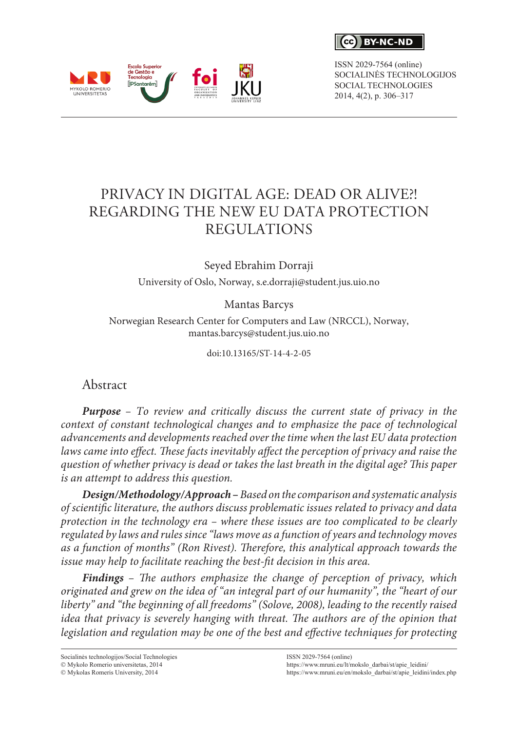# PRIVACY IN DIGITAL AGE: DEAD OR ALIVE?! REGARDING THE NEW EU DATA PROTECTION REGULATIONS

Seyed Ebrahim Dorraji

University of Oslo, Norway, s.e.dorraji@student.jus.uio.no

Mantas Barcys

Norwegian Research Center for Computers and Law (NRCCL), Norway, mantas.barcys@student.jus.uio.no

doi:10.13165/ST-14-4-2-05

## Abstract

***Purpose*** *– To review and critically discuss the current state of privacy in the context of constant technological changes and to emphasize the pace of technological advancements and developments reached over the time when the last EU data protection laws came into effect. These facts inevitably affect the perception of privacy and raise the question of whether privacy is dead or takes the last breath in the digital age? This paper is an attempt to address this question.*

***Design/Methodology/Approach*** *– Based on the comparison and systematic analysis of scientific literature, the authors discuss problematic issues related to privacy and data protection in the technology era – where these issues are too complicated to be clearly regulated by laws and rules since "laws move as a function of years and technology moves as a function of months" (Ron Rivest). Therefore, this analytical approach towards the issue may help to facilitate reaching the best-fit decision in this area.*

***Findings*** *– The authors emphasize the change of perception of privacy, which originated and grew on the idea of "an integral part of our humanity", the "heart of our liberty" and "the beginning of all freedoms" (Solove, 2008), leading to the recently raised idea that privacy is severely hanging with threat. The authors are of the opinion that legislation and regulation may be one of the best and effective techniques for protecting*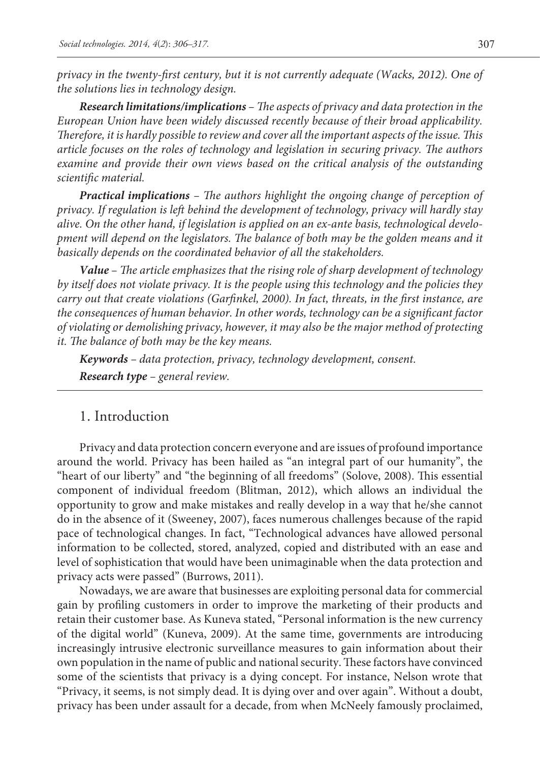*privacy in the twenty-first century, but it is not currently adequate (Wacks, 2012). One of the solutions lies in technology design.*

***Research limitations/implications*** *– The aspects of privacy and data protection in the European Union have been widely discussed recently because of their broad applicability. Therefore, it is hardly possible to review and cover all the important aspects of the issue. This article focuses on the roles of technology and legislation in securing privacy. The authors examine and provide their own views based on the critical analysis of the outstanding scientific material.*

***Practical implications*** *– The authors highlight the ongoing change of perception of privacy. If regulation is left behind the development of technology, privacy will hardly stay alive. On the other hand, if legislation is applied on an ex-ante basis, technological development will depend on the legislators. The balance of both may be the golden means and it basically depends on the coordinated behavior of all the stakeholders.*

***Value*** *– The article emphasizes that the rising role of sharp development of technology by itself does not violate privacy. It is the people using this technology and the policies they carry out that create violations (Garfinkel, 2000). In fact, threats, in the first instance, are the consequences of human behavior. In other words, technology can be a significant factor of violating or demolishing privacy, however, it may also be the major method of protecting it. The balance of both may be the key means.*

***Keywords*** *– data protection, privacy, technology development, consent.*

***Research type*** *– general review.*

## 1. Introduction

Privacy and data protection concern everyone and are issues of profound importance around the world. Privacy has been hailed as "an integral part of our humanity", the "heart of our liberty" and "the beginning of all freedoms" (Solove, 2008). This essential component of individual freedom (Blitman, 2012), which allows an individual the opportunity to grow and make mistakes and really develop in a way that he/she cannot do in the absence of it (Sweeney, 2007), faces numerous challenges because of the rapid pace of technological changes. In fact, "Technological advances have allowed personal information to be collected, stored, analyzed, copied and distributed with an ease and level of sophistication that would have been unimaginable when the data protection and privacy acts were passed" (Burrows, 2011).

Nowadays, we are aware that businesses are exploiting personal data for commercial gain by profiling customers in order to improve the marketing of their products and retain their customer base. As Kuneva stated, "Personal information is the new currency of the digital world" (Kuneva, 2009). At the same time, governments are introducing increasingly intrusive electronic surveillance measures to gain information about their own population in the name of public and national security. These factors have convinced some of the scientists that privacy is a dying concept. For instance, Nelson wrote that "Privacy, it seems, is not simply dead. It is dying over and over again". Without a doubt, privacy has been under assault for a decade, from when McNeely famously proclaimed,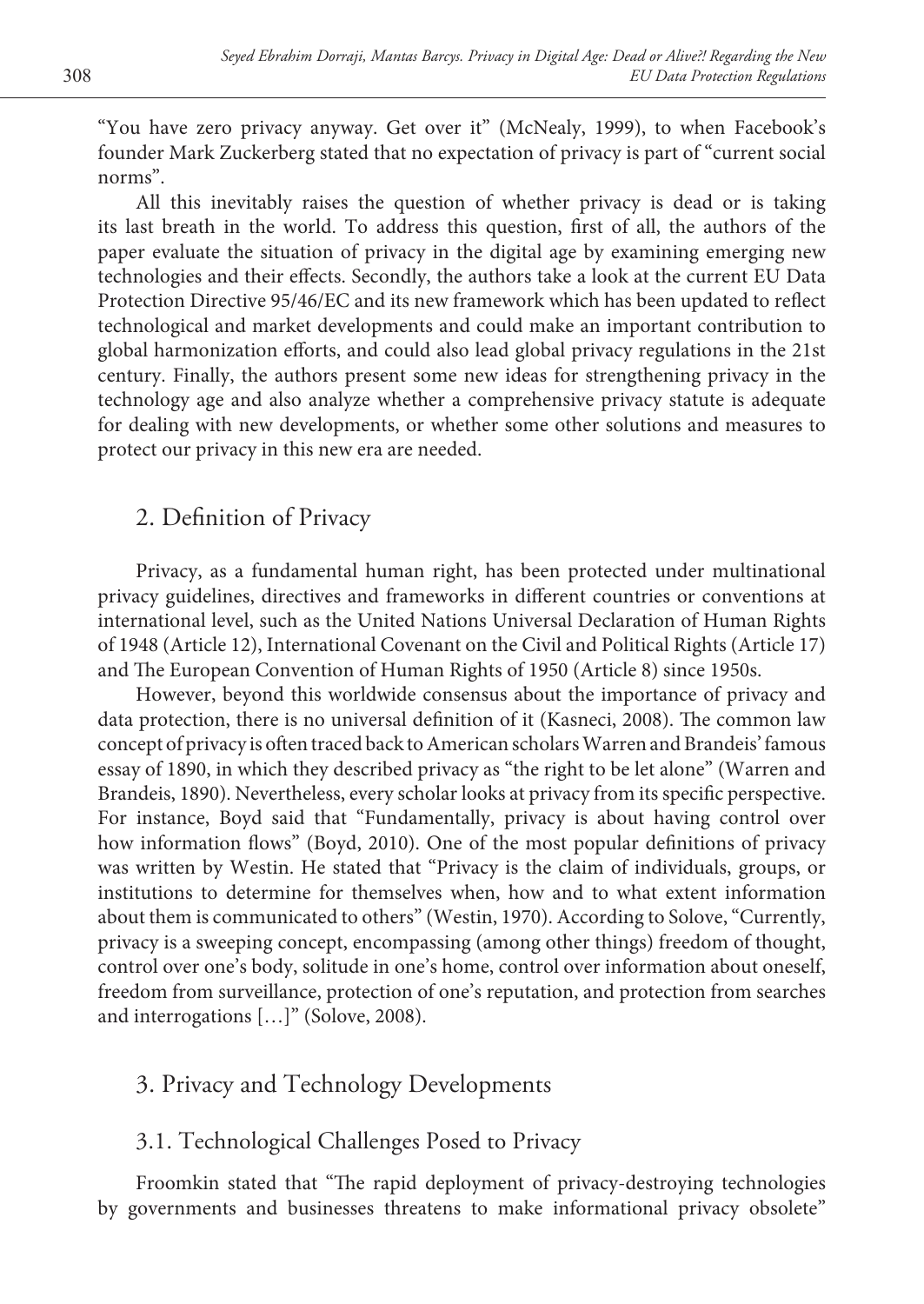"You have zero privacy anyway. Get over it" (McNealy, 1999), to when Facebook's founder Mark Zuckerberg stated that no expectation of privacy is part of "current social norms".

All this inevitably raises the question of whether privacy is dead or is taking its last breath in the world. To address this question, first of all, the authors of the paper evaluate the situation of privacy in the digital age by examining emerging new technologies and their effects. Secondly, the authors take a look at the current EU Data Protection Directive 95/46/EC and its new framework which has been updated to reflect technological and market developments and could make an important contribution to global harmonization efforts, and could also lead global privacy regulations in the 21st century. Finally, the authors present some new ideas for strengthening privacy in the technology age and also analyze whether a comprehensive privacy statute is adequate for dealing with new developments, or whether some other solutions and measures to protect our privacy in this new era are needed.

## 2. Definition of Privacy

Privacy, as a fundamental human right, has been protected under multinational privacy guidelines, directives and frameworks in different countries or conventions at international level, such as the United Nations Universal Declaration of Human Rights of 1948 (Article 12), International Covenant on the Civil and Political Rights (Article 17) and The European Convention of Human Rights of 1950 (Article 8) since 1950s.

However, beyond this worldwide consensus about the importance of privacy and data protection, there is no universal definition of it (Kasneci, 2008). The common law concept of privacy is often traced back to American scholars Warren and Brandeis' famous essay of 1890, in which they described privacy as "the right to be let alone" (Warren and Brandeis, 1890). Nevertheless, every scholar looks at privacy from its specific perspective. For instance, Boyd said that "Fundamentally, privacy is about having control over how information flows" (Boyd, 2010). One of the most popular definitions of privacy was written by Westin. He stated that "Privacy is the claim of individuals, groups, or institutions to determine for themselves when, how and to what extent information about them is communicated to others" (Westin, 1970). According to Solove, "Currently, privacy is a sweeping concept, encompassing (among other things) freedom of thought, control over one's body, solitude in one's home, control over information about oneself, freedom from surveillance, protection of one's reputation, and protection from searches and interrogations […]" (Solove, 2008).

## 3. Privacy and Technology Developments

### 3.1. Technological Challenges Posed to Privacy

Froomkin stated that "The rapid deployment of privacy-destroying technologies by governments and businesses threatens to make informational privacy obsolete"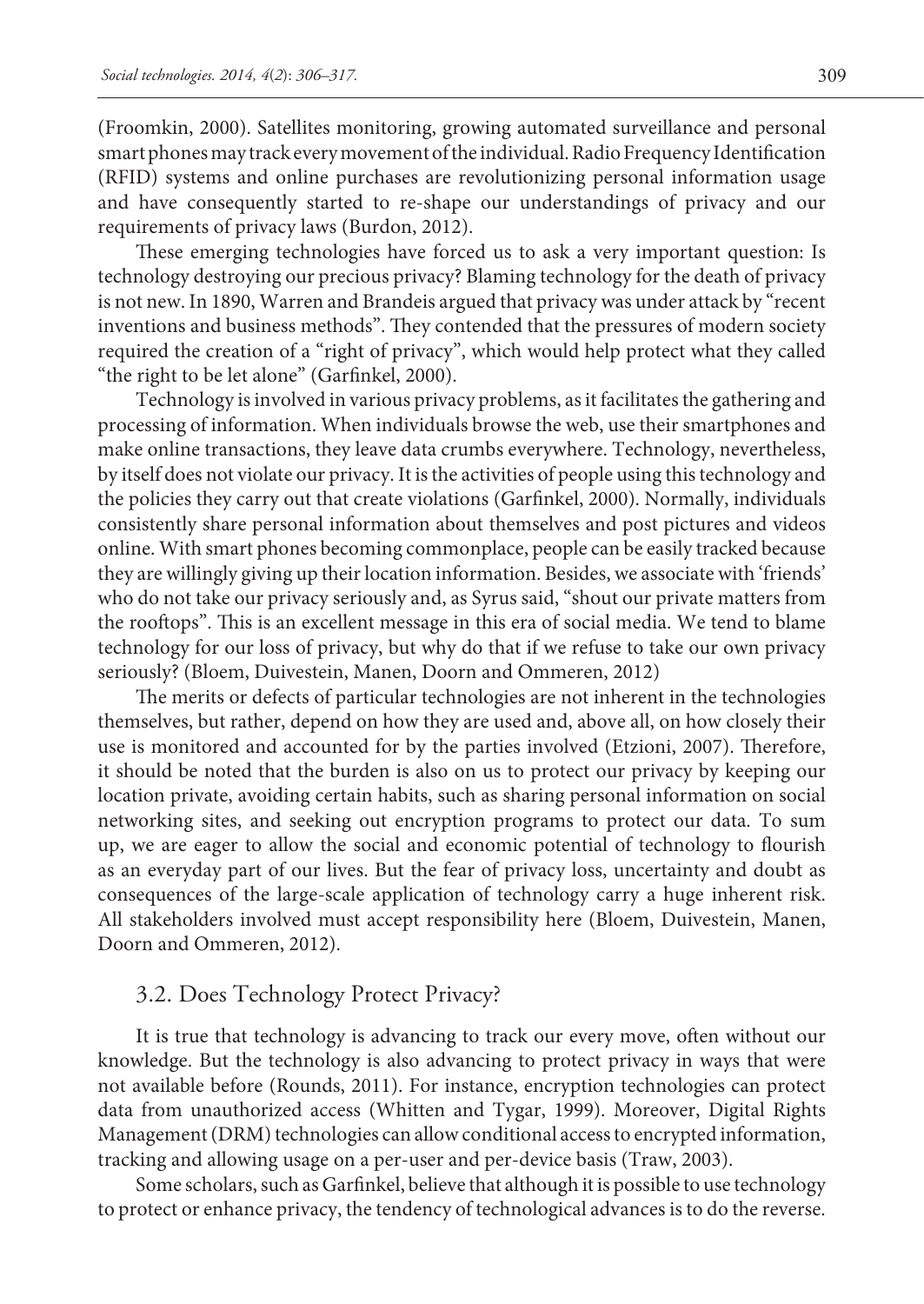(Froomkin, 2000). Satellites monitoring, growing automated surveillance and personal smart phones may track every movement of the individual. Radio Frequency Identification (RFID) systems and online purchases are revolutionizing personal information usage and have consequently started to re-shape our understandings of privacy and our requirements of privacy laws (Burdon, 2012).

These emerging technologies have forced us to ask a very important question: Is technology destroying our precious privacy? Blaming technology for the death of privacy is not new. In 1890, Warren and Brandeis argued that privacy was under attack by "recent inventions and business methods". They contended that the pressures of modern society required the creation of a "right of privacy", which would help protect what they called "the right to be let alone" (Garfinkel, 2000).

Technology is involved in various privacy problems, as it facilitates the gathering and processing of information. When individuals browse the web, use their smartphones and make online transactions, they leave data crumbs everywhere. Technology, nevertheless, by itself does not violate our privacy. It is the activities of people using this technology and the policies they carry out that create violations (Garfinkel, 2000). Normally, individuals consistently share personal information about themselves and post pictures and videos online. With smart phones becoming commonplace, people can be easily tracked because they are willingly giving up their location information. Besides, we associate with 'friends' who do not take our privacy seriously and, as Syrus said, "shout our private matters from the rooftops". This is an excellent message in this era of social media. We tend to blame technology for our loss of privacy, but why do that if we refuse to take our own privacy seriously? (Bloem, Duivestein, Manen, Doorn and Ommeren, 2012)

The merits or defects of particular technologies are not inherent in the technologies themselves, but rather, depend on how they are used and, above all, on how closely their use is monitored and accounted for by the parties involved (Etzioni, 2007). Therefore, it should be noted that the burden is also on us to protect our privacy by keeping our location private, avoiding certain habits, such as sharing personal information on social networking sites, and seeking out encryption programs to protect our data. To sum up, we are eager to allow the social and economic potential of technology to flourish as an everyday part of our lives. But the fear of privacy loss, uncertainty and doubt as consequences of the large-scale application of technology carry a huge inherent risk. All stakeholders involved must accept responsibility here (Bloem, Duivestein, Manen, Doorn and Ommeren, 2012).

### 3.2. Does Technology Protect Privacy?

It is true that technology is advancing to track our every move, often without our knowledge. But the technology is also advancing to protect privacy in ways that were not available before (Rounds, 2011). For instance, encryption technologies can protect data from unauthorized access (Whitten and Tygar, 1999). Moreover, Digital Rights Management (DRM) technologies can allow conditional access to encrypted information, tracking and allowing usage on a per-user and per-device basis (Traw, 2003).

Some scholars, such as Garfinkel, believe that although it is possible to use technology to protect or enhance privacy, the tendency of technological advances is to do the reverse.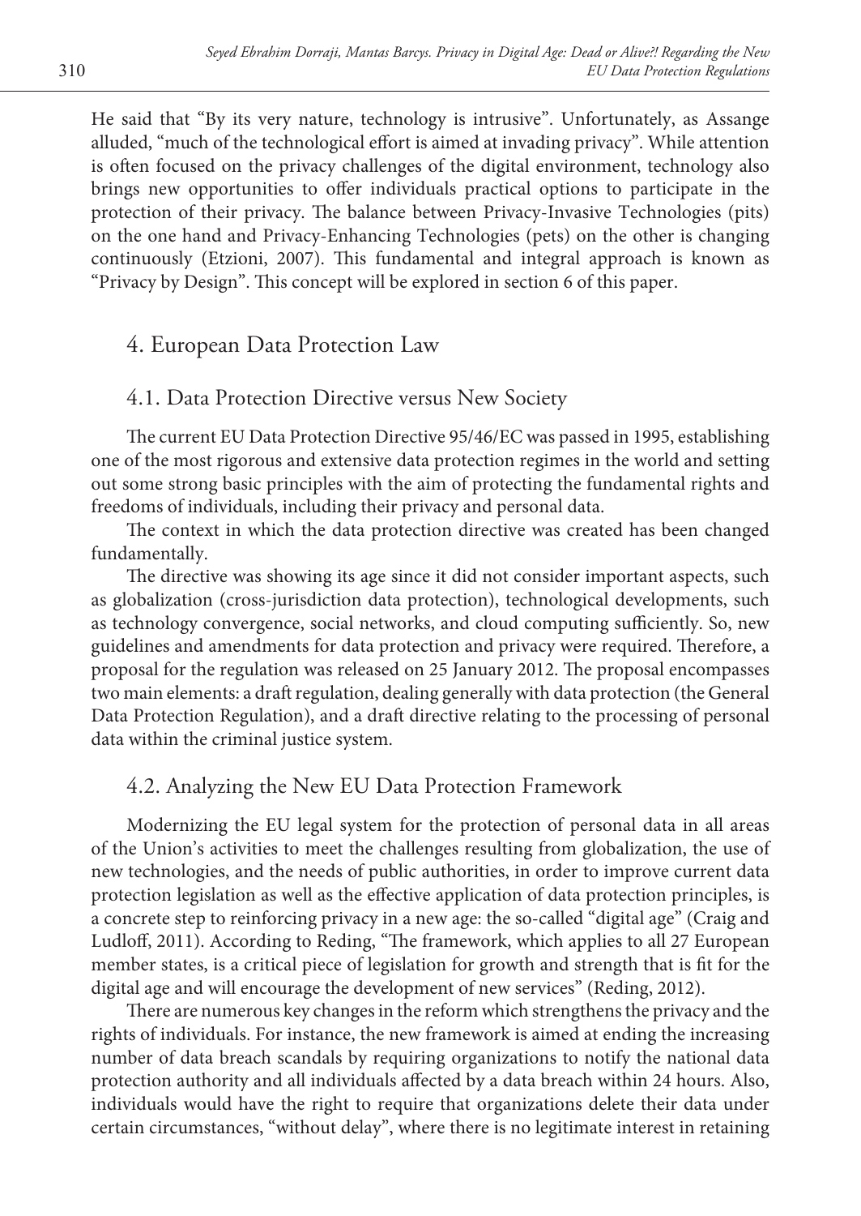He said that "By its very nature, technology is intrusive". Unfortunately, as Assange alluded, "much of the technological effort is aimed at invading privacy". While attention is often focused on the privacy challenges of the digital environment, technology also brings new opportunities to offer individuals practical options to participate in the protection of their privacy. The balance between Privacy-Invasive Technologies (pits) on the one hand and Privacy-Enhancing Technologies (pets) on the other is changing continuously (Etzioni, 2007). This fundamental and integral approach is known as "Privacy by Design". This concept will be explored in section 6 of this paper.

## 4. European Data Protection Law

### 4.1. Data Protection Directive versus New Society

The current EU Data Protection Directive 95/46/EC was passed in 1995, establishing one of the most rigorous and extensive data protection regimes in the world and setting out some strong basic principles with the aim of protecting the fundamental rights and freedoms of individuals, including their privacy and personal data.

The context in which the data protection directive was created has been changed fundamentally.

The directive was showing its age since it did not consider important aspects, such as globalization (cross-jurisdiction data protection), technological developments, such as technology convergence, social networks, and cloud computing sufficiently. So, new guidelines and amendments for data protection and privacy were required. Therefore, a proposal for the regulation was released on 25 January 2012. The proposal encompasses two main elements: a draft regulation, dealing generally with data protection (the General Data Protection Regulation), and a draft directive relating to the processing of personal data within the criminal justice system.

### 4.2. Analyzing the New EU Data Protection Framework

Modernizing the EU legal system for the protection of personal data in all areas of the Union's activities to meet the challenges resulting from globalization, the use of new technologies, and the needs of public authorities, in order to improve current data protection legislation as well as the effective application of data protection principles, is a concrete step to reinforcing privacy in a new age: the so-called "digital age" (Craig and Ludloff, 2011). According to Reding, "The framework, which applies to all 27 European member states, is a critical piece of legislation for growth and strength that is fit for the digital age and will encourage the development of new services" (Reding, 2012).

There are numerous key changes in the reform which strengthens the privacy and the rights of individuals. For instance, the new framework is aimed at ending the increasing number of data breach scandals by requiring organizations to notify the national data protection authority and all individuals affected by a data breach within 24 hours. Also, individuals would have the right to require that organizations delete their data under certain circumstances, "without delay", where there is no legitimate interest in retaining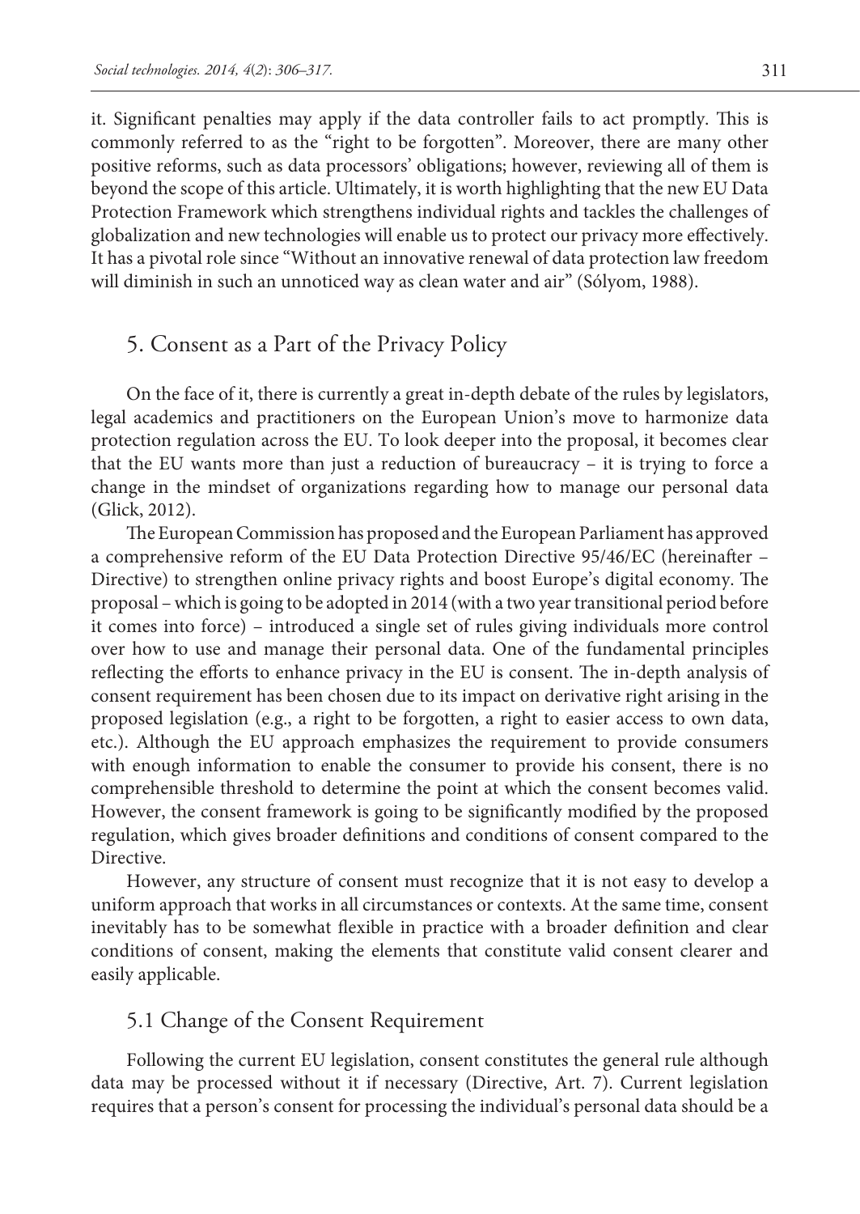it. Significant penalties may apply if the data controller fails to act promptly. This is commonly referred to as the "right to be forgotten". Moreover, there are many other positive reforms, such as data processors' obligations; however, reviewing all of them is beyond the scope of this article. Ultimately, it is worth highlighting that the new EU Data Protection Framework which strengthens individual rights and tackles the challenges of globalization and new technologies will enable us to protect our privacy more effectively. It has a pivotal role since "Without an innovative renewal of data protection law freedom will diminish in such an unnoticed way as clean water and air" (Sólyom, 1988).

## 5. Consent as a Part of the Privacy Policy

On the face of it, there is currently a great in-depth debate of the rules by legislators, legal academics and practitioners on the European Union's move to harmonize data protection regulation across the EU. To look deeper into the proposal, it becomes clear that the EU wants more than just a reduction of bureaucracy – it is trying to force a change in the mindset of organizations regarding how to manage our personal data (Glick, 2012).

The European Commission has proposed and the European Parliament has approved a comprehensive reform of the EU Data Protection Directive 95/46/EC (hereinafter – Directive) to strengthen online privacy rights and boost Europe's digital economy. The proposal – which is going to be adopted in 2014 (with a two year transitional period before it comes into force) – introduced a single set of rules giving individuals more control over how to use and manage their personal data. One of the fundamental principles reflecting the efforts to enhance privacy in the EU is consent. The in-depth analysis of consent requirement has been chosen due to its impact on derivative right arising in the proposed legislation (e.g., a right to be forgotten, a right to easier access to own data, etc.). Although the EU approach emphasizes the requirement to provide consumers with enough information to enable the consumer to provide his consent, there is no comprehensible threshold to determine the point at which the consent becomes valid. However, the consent framework is going to be significantly modified by the proposed regulation, which gives broader definitions and conditions of consent compared to the Directive.

However, any structure of consent must recognize that it is not easy to develop a uniform approach that works in all circumstances or contexts. At the same time, consent inevitably has to be somewhat flexible in practice with a broader definition and clear conditions of consent, making the elements that constitute valid consent clearer and easily applicable.

### 5.1 Change of the Consent Requirement

Following the current EU legislation, consent constitutes the general rule although data may be processed without it if necessary (Directive, Art. 7). Current legislation requires that a person's consent for processing the individual's personal data should be a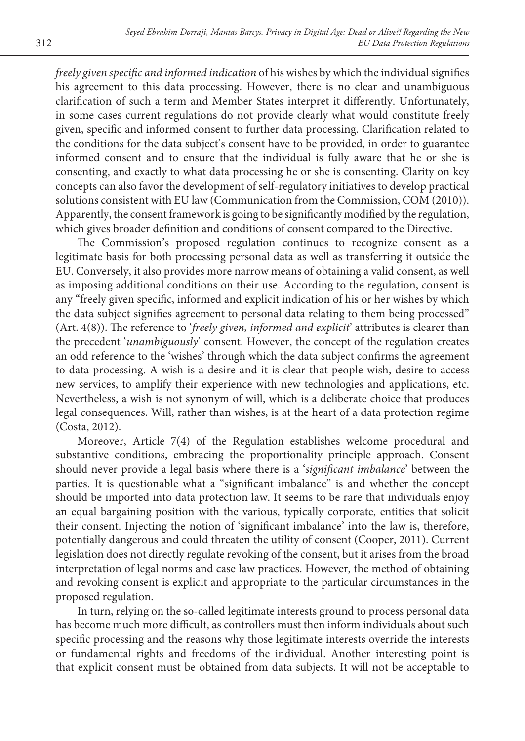*freely given specific and informed indication* of his wishes by which the individual signifies his agreement to this data processing. However, there is no clear and unambiguous clarification of such a term and Member States interpret it differently. Unfortunately, in some cases current regulations do not provide clearly what would constitute freely given, specific and informed consent to further data processing. Clarification related to the conditions for the data subject's consent have to be provided, in order to guarantee informed consent and to ensure that the individual is fully aware that he or she is consenting, and exactly to what data processing he or she is consenting. Clarity on key concepts can also favor the development of self-regulatory initiatives to develop practical solutions consistent with EU law (Communication from the Commission, COM (2010)). Apparently, the consent framework is going to be significantly modified by the regulation, which gives broader definition and conditions of consent compared to the Directive.

The Commission's proposed regulation continues to recognize consent as a legitimate basis for both processing personal data as well as transferring it outside the EU. Conversely, it also provides more narrow means of obtaining a valid consent, as well as imposing additional conditions on their use. According to the regulation, consent is any "freely given specific, informed and explicit indication of his or her wishes by which the data subject signifies agreement to personal data relating to them being processed" (Art. 4(8)). The reference to '*freely given, informed and explicit*' attributes is clearer than the precedent '*unambiguously*' consent. However, the concept of the regulation creates an odd reference to the 'wishes' through which the data subject confirms the agreement to data processing. A wish is a desire and it is clear that people wish, desire to access new services, to amplify their experience with new technologies and applications, etc. Nevertheless, a wish is not synonym of will, which is a deliberate choice that produces legal consequences. Will, rather than wishes, is at the heart of a data protection regime (Costa, 2012).

Moreover, Article 7(4) of the Regulation establishes welcome procedural and substantive conditions, embracing the proportionality principle approach. Consent should never provide a legal basis where there is a '*significant imbalance*' between the parties. It is questionable what a "significant imbalance" is and whether the concept should be imported into data protection law. It seems to be rare that individuals enjoy an equal bargaining position with the various, typically corporate, entities that solicit their consent. Injecting the notion of 'significant imbalance' into the law is, therefore, potentially dangerous and could threaten the utility of consent (Cooper, 2011). Current legislation does not directly regulate revoking of the consent, but it arises from the broad interpretation of legal norms and case law practices. However, the method of obtaining and revoking consent is explicit and appropriate to the particular circumstances in the proposed regulation.

In turn, relying on the so-called legitimate interests ground to process personal data has become much more difficult, as controllers must then inform individuals about such specific processing and the reasons why those legitimate interests override the interests or fundamental rights and freedoms of the individual. Another interesting point is that explicit consent must be obtained from data subjects. It will not be acceptable to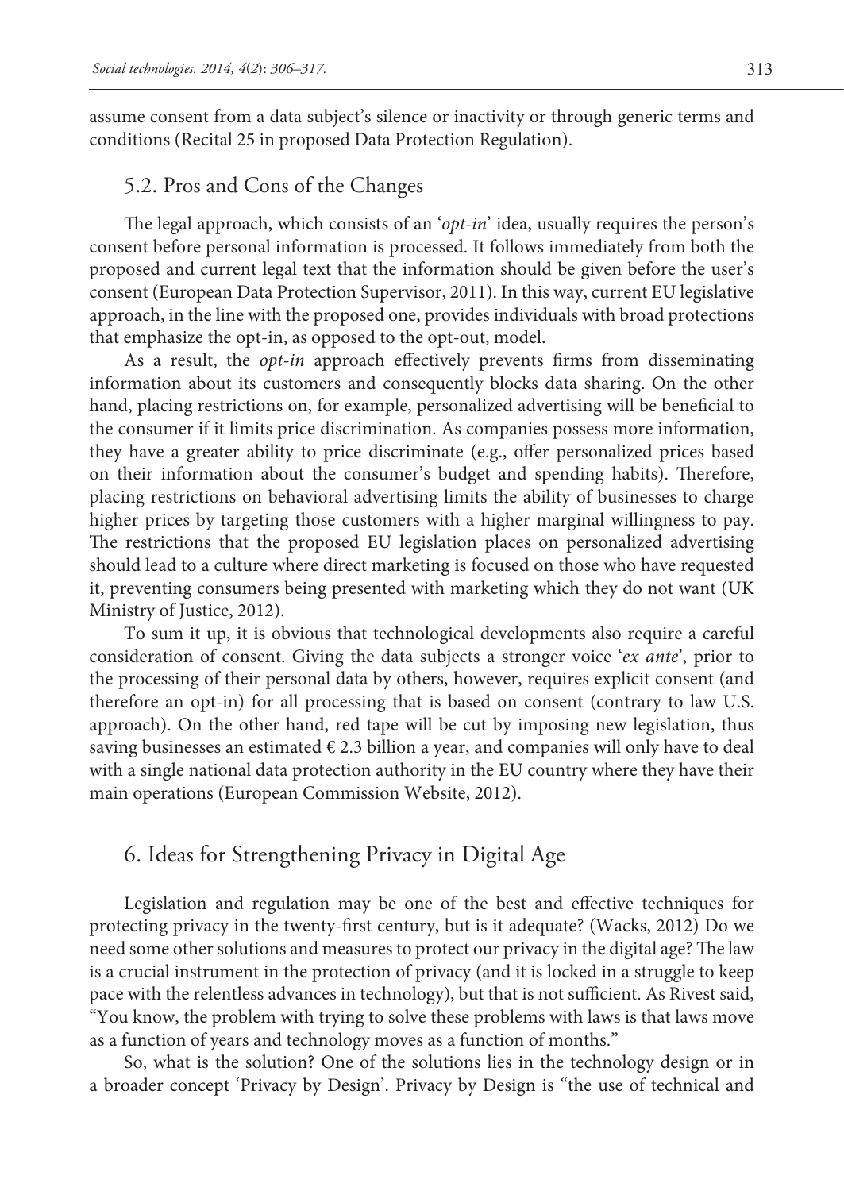assume consent from a data subject's silence or inactivity or through generic terms and conditions (Recital 25 in proposed Data Protection Regulation).

## 5.2. Pros and Cons of the Changes

The legal approach, which consists of an '*opt-in*' idea, usually requires the person's consent before personal information is processed. It follows immediately from both the proposed and current legal text that the information should be given before the user's consent (European Data Protection Supervisor, 2011). In this way, current EU legislative approach, in the line with the proposed one, provides individuals with broad protections that emphasize the opt-in, as opposed to the opt-out, model.

As a result, the *opt-in* approach effectively prevents firms from disseminating information about its customers and consequently blocks data sharing. On the other hand, placing restrictions on, for example, personalized advertising will be beneficial to the consumer if it limits price discrimination. As companies possess more information, they have a greater ability to price discriminate (e.g., offer personalized prices based on their information about the consumer's budget and spending habits). Therefore, placing restrictions on behavioral advertising limits the ability of businesses to charge higher prices by targeting those customers with a higher marginal willingness to pay. The restrictions that the proposed EU legislation places on personalized advertising should lead to a culture where direct marketing is focused on those who have requested it, preventing consumers being presented with marketing which they do not want (UK Ministry of Justice, 2012).

To sum it up, it is obvious that technological developments also require a careful consideration of consent. Giving the data subjects a stronger voice '*ex ante*', prior to the processing of their personal data by others, however, requires explicit consent (and therefore an opt-in) for all processing that is based on consent (contrary to law U.S. approach). On the other hand, red tape will be cut by imposing new legislation, thus saving businesses an estimated € 2.3 billion a year, and companies will only have to deal with a single national data protection authority in the EU country where they have their main operations (European Commission Website, 2012).

# 6. Ideas for Strengthening Privacy in Digital Age

Legislation and regulation may be one of the best and effective techniques for protecting privacy in the twenty-first century, but is it adequate? (Wacks, 2012) Do we need some other solutions and measures to protect our privacy in the digital age? The law is a crucial instrument in the protection of privacy (and it is locked in a struggle to keep pace with the relentless advances in technology), but that is not sufficient. As Rivest said, "You know, the problem with trying to solve these problems with laws is that laws move as a function of years and technology moves as a function of months."

So, what is the solution? One of the solutions lies in the technology design or in a broader concept 'Privacy by Design'. Privacy by Design is "the use of technical and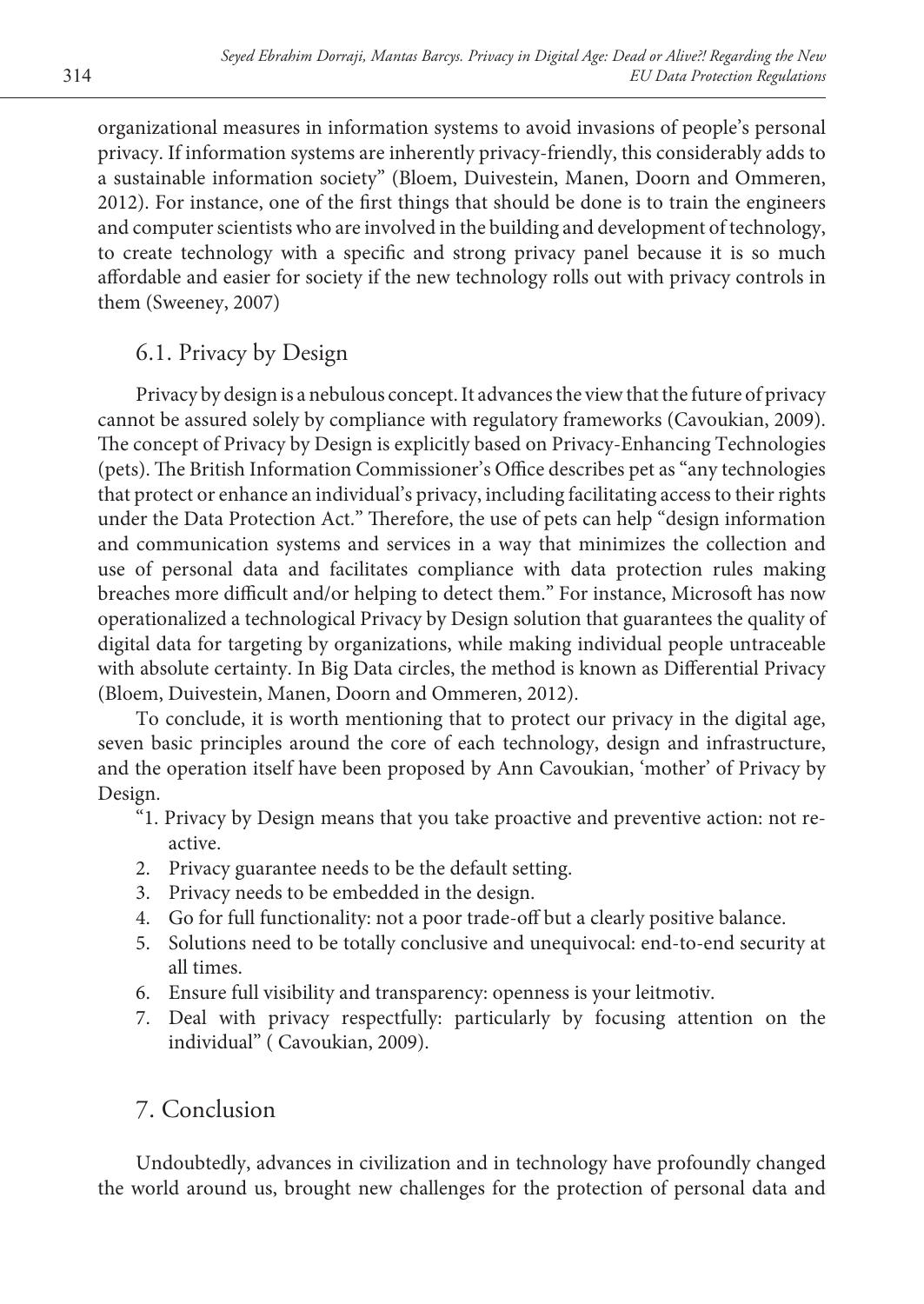organizational measures in information systems to avoid invasions of people's personal privacy. If information systems are inherently privacy-friendly, this considerably adds to a sustainable information society" (Bloem, Duivestein, Manen, Doorn and Ommeren, 2012). For instance, one of the first things that should be done is to train the engineers and computer scientists who are involved in the building and development of technology, to create technology with a specific and strong privacy panel because it is so much affordable and easier for society if the new technology rolls out with privacy controls in them (Sweeney, 2007)

## 6.1. Privacy by Design

Privacy by design is a nebulous concept. It advances the view that the future of privacy cannot be assured solely by compliance with regulatory frameworks (Cavoukian, 2009). The concept of Privacy by Design is explicitly based on Privacy-Enhancing Technologies (pets). The British Information Commissioner's Office describes pet as "any technologies that protect or enhance an individual's privacy, including facilitating access to their rights under the Data Protection Act." Therefore, the use of pets can help "design information and communication systems and services in a way that minimizes the collection and use of personal data and facilitates compliance with data protection rules making breaches more difficult and/or helping to detect them." For instance, Microsoft has now operationalized a technological Privacy by Design solution that guarantees the quality of digital data for targeting by organizations, while making individual people untraceable with absolute certainty. In Big Data circles, the method is known as Differential Privacy (Bloem, Duivestein, Manen, Doorn and Ommeren, 2012).

To conclude, it is worth mentioning that to protect our privacy in the digital age, seven basic principles around the core of each technology, design and infrastructure, and the operation itself have been proposed by Ann Cavoukian, 'mother' of Privacy by Design.

"1. Privacy by Design means that you take proactive and preventive action: not re-active.
2. Privacy guarantee needs to be the default setting.
3. Privacy needs to be embedded in the design.
4. Go for full functionality: not a poor trade-off but a clearly positive balance.
5. Solutions need to be totally conclusive and unequivocal: end-to-end security at all times.
6. Ensure full visibility and transparency: openness is your leitmotiv.
7. Deal with privacy respectfully: particularly by focusing attention on the individual" ( Cavoukian, 2009).

## 7. Conclusion

Undoubtedly, advances in civilization and in technology have profoundly changed the world around us, brought new challenges for the protection of personal data and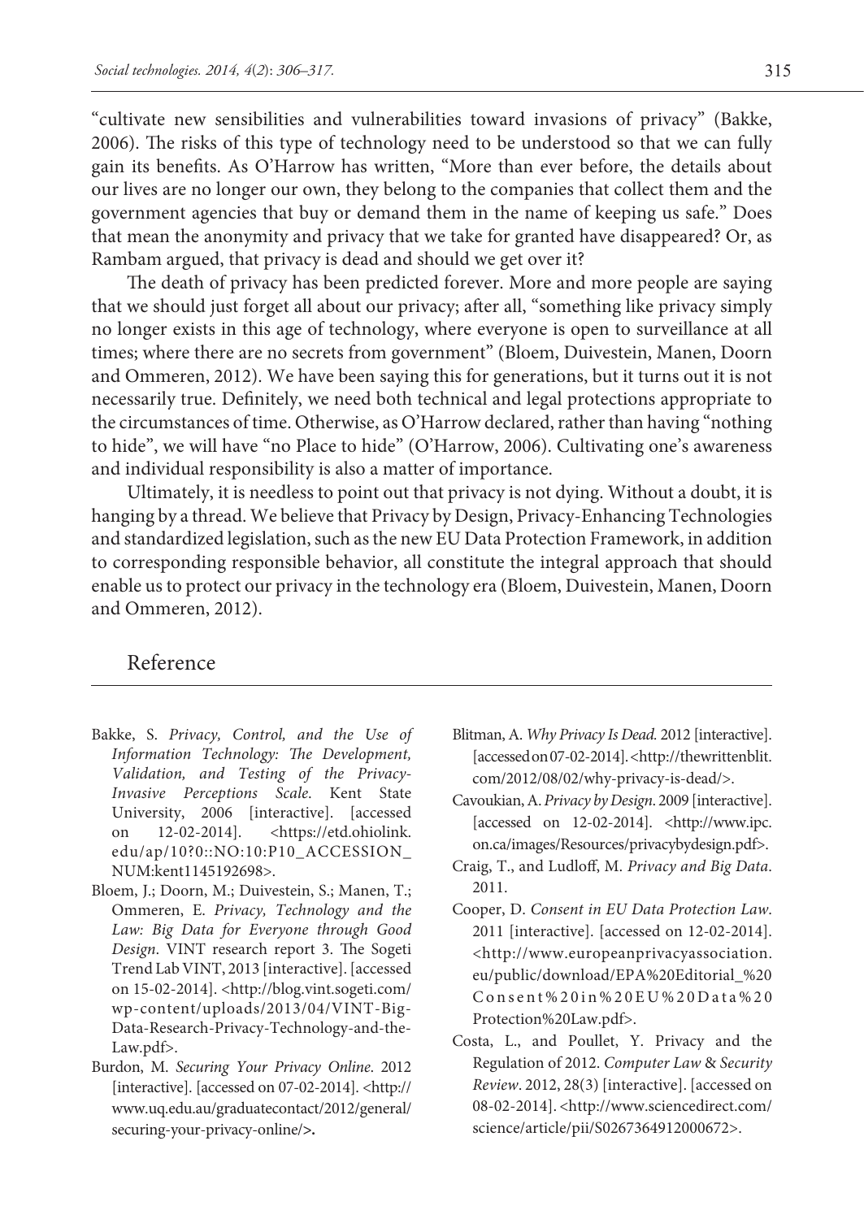"cultivate new sensibilities and vulnerabilities toward invasions of privacy" (Bakke, 2006). The risks of this type of technology need to be understood so that we can fully gain its benefits. As O'Harrow has written, "More than ever before, the details about our lives are no longer our own, they belong to the companies that collect them and the government agencies that buy or demand them in the name of keeping us safe." Does that mean the anonymity and privacy that we take for granted have disappeared? Or, as Rambam argued, that privacy is dead and should we get over it?

The death of privacy has been predicted forever. More and more people are saying that we should just forget all about our privacy; after all, "something like privacy simply no longer exists in this age of technology, where everyone is open to surveillance at all times; where there are no secrets from government" (Bloem, Duivestein, Manen, Doorn and Ommeren, 2012). We have been saying this for generations, but it turns out it is not necessarily true. Definitely, we need both technical and legal protections appropriate to the circumstances of time. Otherwise, as O'Harrow declared, rather than having "nothing to hide", we will have "no Place to hide" (O'Harrow, 2006). Cultivating one's awareness and individual responsibility is also a matter of importance.

Ultimately, it is needless to point out that privacy is not dying. Without a doubt, it is hanging by a thread. We believe that Privacy by Design, Privacy-Enhancing Technologies and standardized legislation, such as the new EU Data Protection Framework, in addition to corresponding responsible behavior, all constitute the integral approach that should enable us to protect our privacy in the technology era (Bloem, Duivestein, Manen, Doorn and Ommeren, 2012).

## Reference

Bakke, S. *Privacy, Control, and the Use of Information Technology: The Development, Validation, and Testing of the Privacy-Invasive Perceptions Scale*. Kent State University, 2006 [interactive]. [accessed on 12-02-2014]. <https://etd.ohiolink.edu/ap/10?0::NO:10:P10_ACCESSION_NUM:kent1145192698>.

Bloem, J.; Doorn, M.; Duivestein, S.; Manen, T.; Ommeren, E. *Privacy, Technology and the Law: Big Data for Everyone through Good Design*. VINT research report 3. The Sogeti Trend Lab VINT, 2013 [interactive]. [accessed on 15-02-2014]. <http://blog.vint.sogeti.com/wp-content/uploads/2013/04/VINT-Big-Data-Research-Privacy-Technology-and-the-Law.pdf>.

Burdon, M. *Securing Your Privacy Online*. 2012 [interactive]. [accessed on 07-02-2014]. <http://www.uq.edu.au/graduatecontact/2012/general/securing-your-privacy-online/>.

Blitman, A. *Why Privacy Is Dead*. 2012 [interactive]. [accessed on 07-02-2014]. <http://thewrittenblit.com/2012/08/02/why-privacy-is-dead/>.

Cavoukian, A. *Privacy by Design*. 2009 [interactive]. [accessed on 12-02-2014]. <http://www.ipc.on.ca/images/Resources/privacybydesign.pdf>.

Craig, T., and Ludloff, M. *Privacy and Big Data*. 2011.

Cooper, D. *Consent in EU Data Protection Law*. 2011 [interactive]. [accessed on 12-02-2014]. <http://www.europeanprivacyassociation.eu/public/download/EPA%20Editorial_%20Consent%20in%20EU%20Data%20Protection%20Law.pdf>.

Costa, L., and Poullet, Y. Privacy and the Regulation of 2012. *Computer Law & Security Review*. 2012, 28(3) [interactive]. [accessed on 08-02-2014]. <http://www.sciencedirect.com/science/article/pii/S0267364912000672>.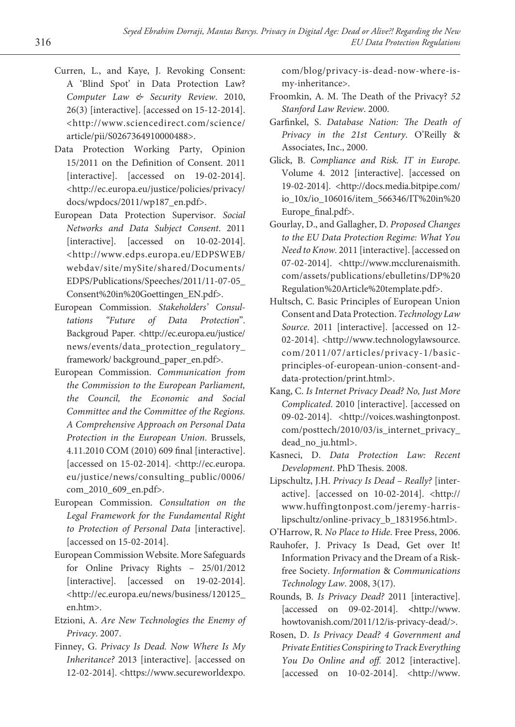Curren, L., and Kaye, J. Revoking Consent: A 'Blind Spot' in Data Protection Law? *Computer Law & Security Review*. 2010, 26(3) [interactive]. [accessed on 15-12-2014]. <http://www.sciencedirect.com/science/article/pii/S0267364910000488>.

Data Protection Working Party, Opinion 15/2011 on the Definition of Consent. 2011 [interactive]. [accessed on 19-02-2014]. <http://ec.europa.eu/justice/policies/privacy/docs/wpdocs/2011/wp187_en.pdf>.

European Data Protection Supervisor. *Social Networks and Data Subject Consent*. 2011 [interactive]. [accessed on 10-02-2014]. <http://www.edps.europa.eu/EDPSWEB/webdav/site/mySite/shared/Documents/EDPS/Publications/Speeches/2011/11-07-05_Consent%20in%20Goettingen_EN.pdf>.

European Commission. *Stakeholders' Consultations "Future of Data Protection"*. Backgroud Paper. <http://ec.europa.eu/justice/news/events/data_protection_regulatory_framework/ background_paper_en.pdf>.

European Commission. *Communication from the Commission to the European Parliament, the Council, the Economic and Social Committee and the Committee of the Regions. A Comprehensive Approach on Personal Data Protection in the European Union*. Brussels, 4.11.2010 COM (2010) 609 final [interactive]. [accessed on 15-02-2014]. <http://ec.europa.eu/justice/news/consulting_public/0006/com_2010_609_en.pdf>.

European Commission. *Consultation on the Legal Framework for the Fundamental Right to Protection of Personal Data* [interactive]. [accessed on 15-02-2014].

European Commission Website. More Safeguards for Online Privacy Rights – 25/01/2012 [interactive]. [accessed on 19-02-2014]. <http://ec.europa.eu/news/business/120125_en.htm>.

Etzioni, A. *Are New Technologies the Enemy of Privacy*. 2007.

Finney, G. *Privacy Is Dead. Now Where Is My Inheritance?* 2013 [interactive]. [accessed on 12-02-2014]. <https://www.secureworldexpo.com/blog/privacy-is-dead-now-where-is-my-inheritance>.

Froomkin, A. M. The Death of the Privacy? *52 Stanford Law Review*. 2000.

Garfinkel, S. *Database Nation: The Death of Privacy in the 21st Century*. O'Reilly & Associates, Inc., 2000.

Glick, B. *Compliance and Risk. IT in Europe*. Volume 4. 2012 [interactive]. [accessed on 19-02-2014]. <http://docs.media.bitpipe.com/io_10x/io_106016/item_566346/IT%20in%20Europe_final.pdf>.

Gourlay, D., and Gallagher, D. *Proposed Changes to the EU Data Protection Regime: What You Need to Know*. 2011 [interactive]. [accessed on 07-02-2014]. <http://www.mcclurenaismith.com/assets/publications/ebulletins/DP%20Regulation%20Article%20template.pdf>.

Hultsch, C. Basic Principles of European Union Consent and Data Protection. *Technology Law Source*. 2011 [interactive]. [accessed on 12-02-2014]. <http://www.technologylawsource.com/2011/07/articles/privacy-1/basic-principles-of-european-union-consent-and-data-protection/print.html>.

Kang, C. *Is Internet Privacy Dead? No, Just More Complicated*. 2010 [interactive]. [accessed on 09-02-2014]. <http://voices.washingtonpost.com/posttech/2010/03/is_internet_privacy_dead_no_ju.html>.

Kasneci, D. *Data Protection Law: Recent Development*. PhD Thesis. 2008.

Lipschultz, J.H. *Privacy Is Dead – Really?* [interactive]. [accessed on 10-02-2014]. <http://www.huffingtonpost.com/jeremy-harris-lipschultz/online-privacy_b_1831956.html>.

O'Harrow, R. *No Place to Hide*. Free Press, 2006.

Rauhofer, J. Privacy Is Dead, Get over It! Information Privacy and the Dream of a Risk-free Society. *Information & Communications Technology Law*. 2008, 3(17).

Rounds, B. *Is Privacy Dead?* 2011 [interactive]. [accessed on 09-02-2014]. <http://www.howtovanish.com/2011/12/is-privacy-dead/>.

Rosen, D. *Is Privacy Dead? 4 Government and Private Entities Conspiring to Track Everything You Do Online and off*. 2012 [interactive]. [accessed on 10-02-2014]. <http://www.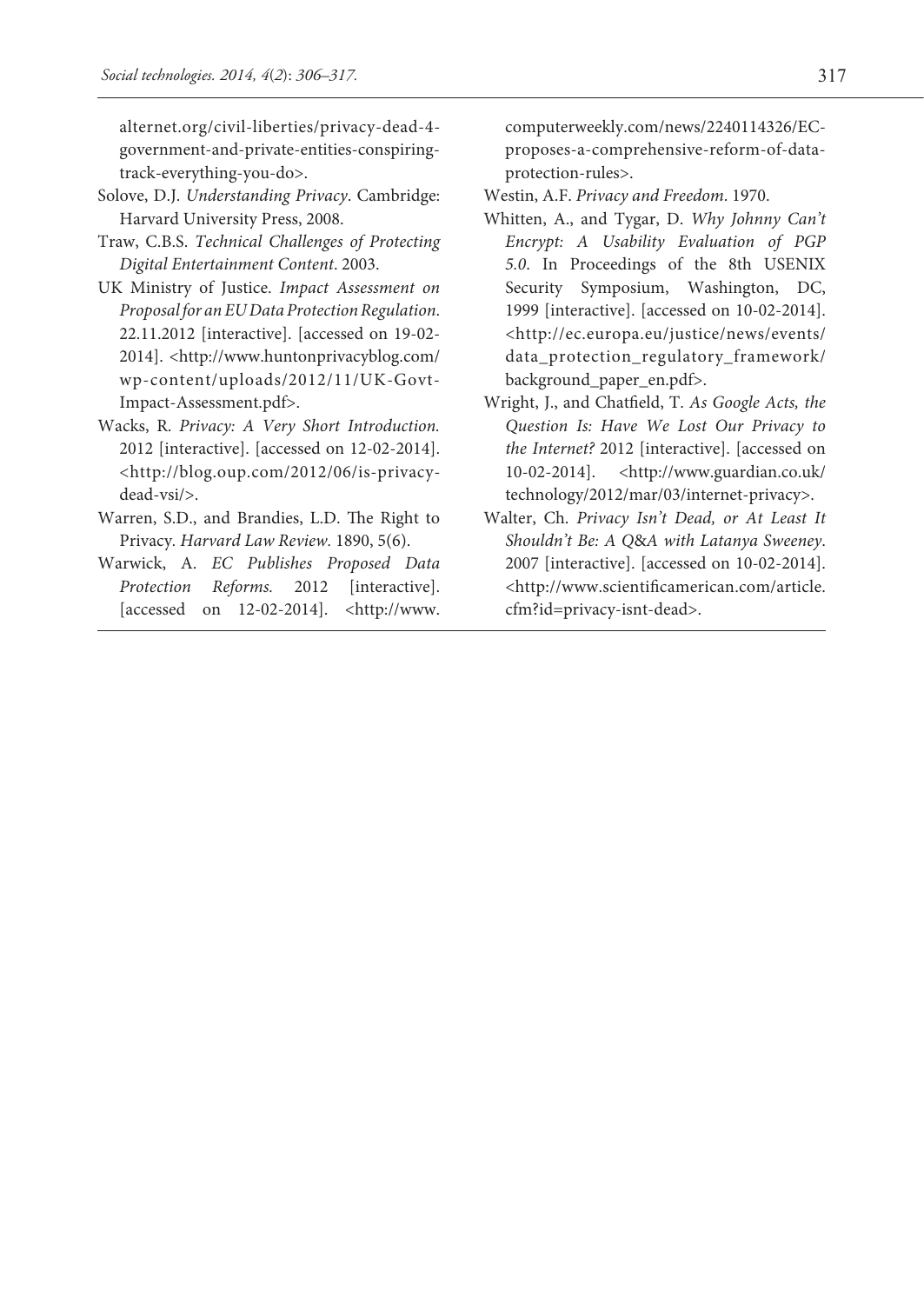alternet.org/civil-liberties/privacy-dead-4-government-and-private-entities-conspiring-track-everything-you-do>.

Solove, D.J. *Understanding Privacy*. Cambridge: Harvard University Press, 2008.

Traw, C.B.S. *Technical Challenges of Protecting Digital Entertainment Content*. 2003.

UK Ministry of Justice. *Impact Assessment on Proposal for an EU Data Protection Regulation*. 22.11.2012 [interactive]. [accessed on 19-02-2014]. <http://www.huntonprivacyblog.com/wp-content/uploads/2012/11/UK-Govt-Impact-Assessment.pdf>.

Wacks, R. *Privacy: A Very Short Introduction.* 2012 [interactive]. [accessed on 12-02-2014]. <http://blog.oup.com/2012/06/is-privacy-dead-vsi/>.

Warren, S.D., and Brandies, L.D. The Right to Privacy. *Harvard Law Review*. 1890, 5(6).

Warwick, A. *EC Publishes Proposed Data Protection Reforms.* 2012 [interactive]. [accessed on 12-02-2014]. <http://www.computerweekly.com/news/2240114326/EC-proposes-a-comprehensive-reform-of-data-protection-rules>.

Westin, A.F. *Privacy and Freedom*. 1970.

Whitten, A., and Tygar, D. *Why Johnny Can't Encrypt: A Usability Evaluation of PGP 5.0*. In Proceedings of the 8th USENIX Security Symposium, Washington, DC, 1999 [interactive]. [accessed on 10-02-2014]. <http://ec.europa.eu/justice/news/events/data_protection_regulatory_framework/background_paper_en.pdf>.

Wright, J., and Chatfield, T. *As Google Acts, the Question Is: Have We Lost Our Privacy to the Internet?* 2012 [interactive]. [accessed on 10-02-2014]. <http://www.guardian.co.uk/technology/2012/mar/03/internet-privacy>.

Walter, Ch. *Privacy Isn't Dead, or At Least It Shouldn't Be: A Q&A with Latanya Sweeney*. 2007 [interactive]. [accessed on 10-02-2014]. <http://www.scientificamerican.com/article.cfm?id=privacy-isnt-dead>.